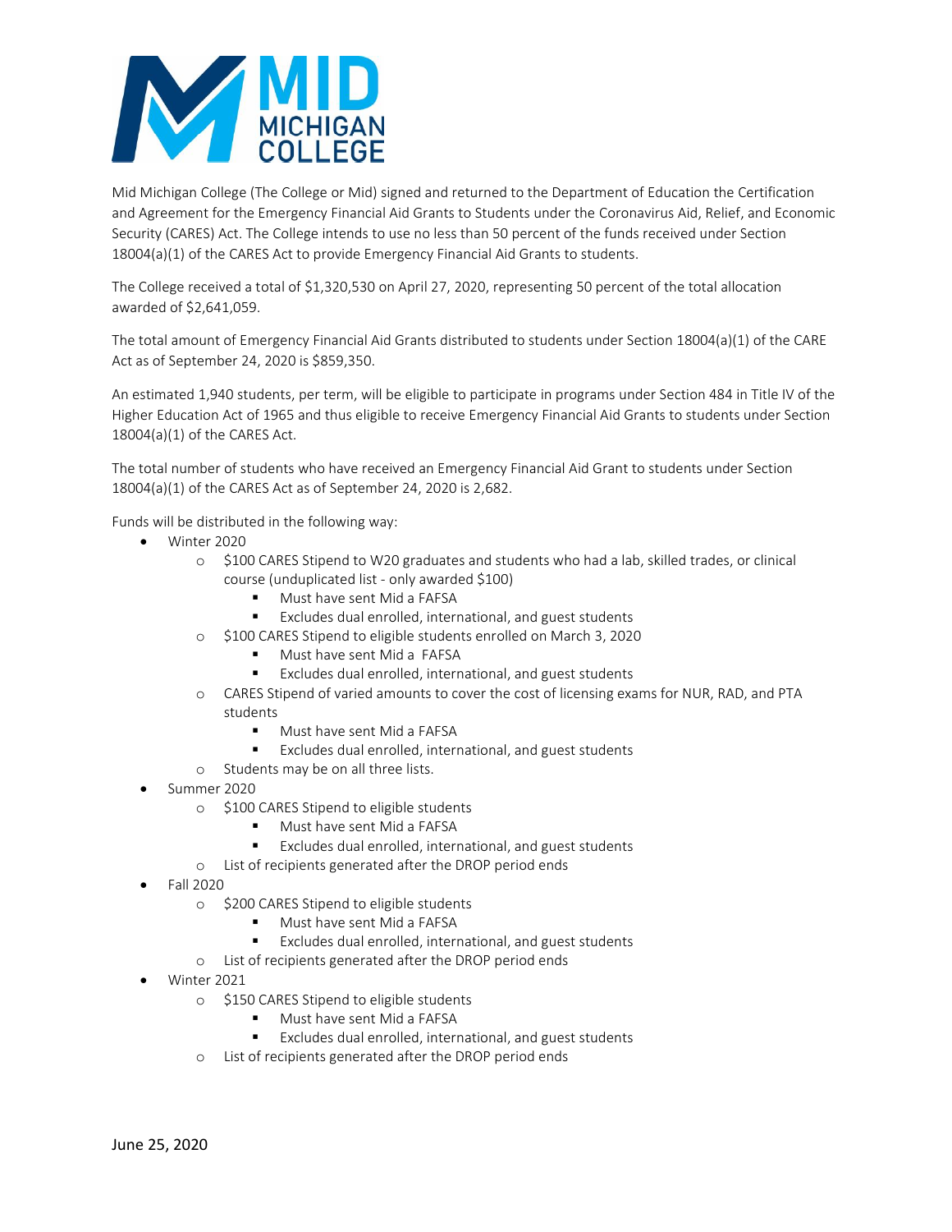Mid Michigan College (The College or Mid) signed and returned to the Department of Education the Certification and Agreement for the Emergency Financial Aid Grants to Students under the Coronavirus Aid, Relief, and Economic Security (CARES) Act. The College intends to use no less than 50 percent of the funds received under Section 18004(a)(1) of the CARES Act to provide Emergency Financial Aid Grants to students.

The College received a total of $1,320,530 on April 27, 2020, representing 50 percent of the total allocation awarded of $2,641,059.

The total amount of Emergency Financial Aid Grants distributed to students under Section 18004(a)(1) of the CARE Act as of September 24, 2020 is $859,350.

An estimated 1,940 students, per term, will be eligible to participate in programs under Section 484 in Title IV of the Higher Education Act of 1965 and thus eligible to receive Emergency Financial Aid Grants to students under Section 18004(a)(1) of the CARES Act.

The total number of students who have received an Emergency Financial Aid Grant to students under Section 18004(a)(1) of the CARES Act as of September 24, 2020 is 2,682.

Funds will be distributed in the following way:

- Winter 2020
  - $100 CARES Stipend to W20 graduates and students who had a lab, skilled trades, or clinical course (unduplicated list - only awarded $100)
    - Must have sent Mid a FAFSA
    - Excludes dual enrolled, international, and guest students
  - $100 CARES Stipend to eligible students enrolled on March 3, 2020
    - Must have sent Mid a FAFSA
    - Excludes dual enrolled, international, and guest students
  - CARES Stipend of varied amounts to cover the cost of licensing exams for NUR, RAD, and PTA students
    - Must have sent Mid a FAFSA
    - Excludes dual enrolled, international, and guest students
  - Students may be on all three lists.
- Summer 2020
  - $100 CARES Stipend to eligible students
    - Must have sent Mid a FAFSA
    - Excludes dual enrolled, international, and guest students
  - List of recipients generated after the DROP period ends
- Fall 2020
  - $200 CARES Stipend to eligible students
    - Must have sent Mid a FAFSA
    - Excludes dual enrolled, international, and guest students
  - List of recipients generated after the DROP period ends
- Winter 2021
  - $150 CARES Stipend to eligible students
    - Must have sent Mid a FAFSA
    - Excludes dual enrolled, international, and guest students
  - List of recipients generated after the DROP period ends

June 25, 2020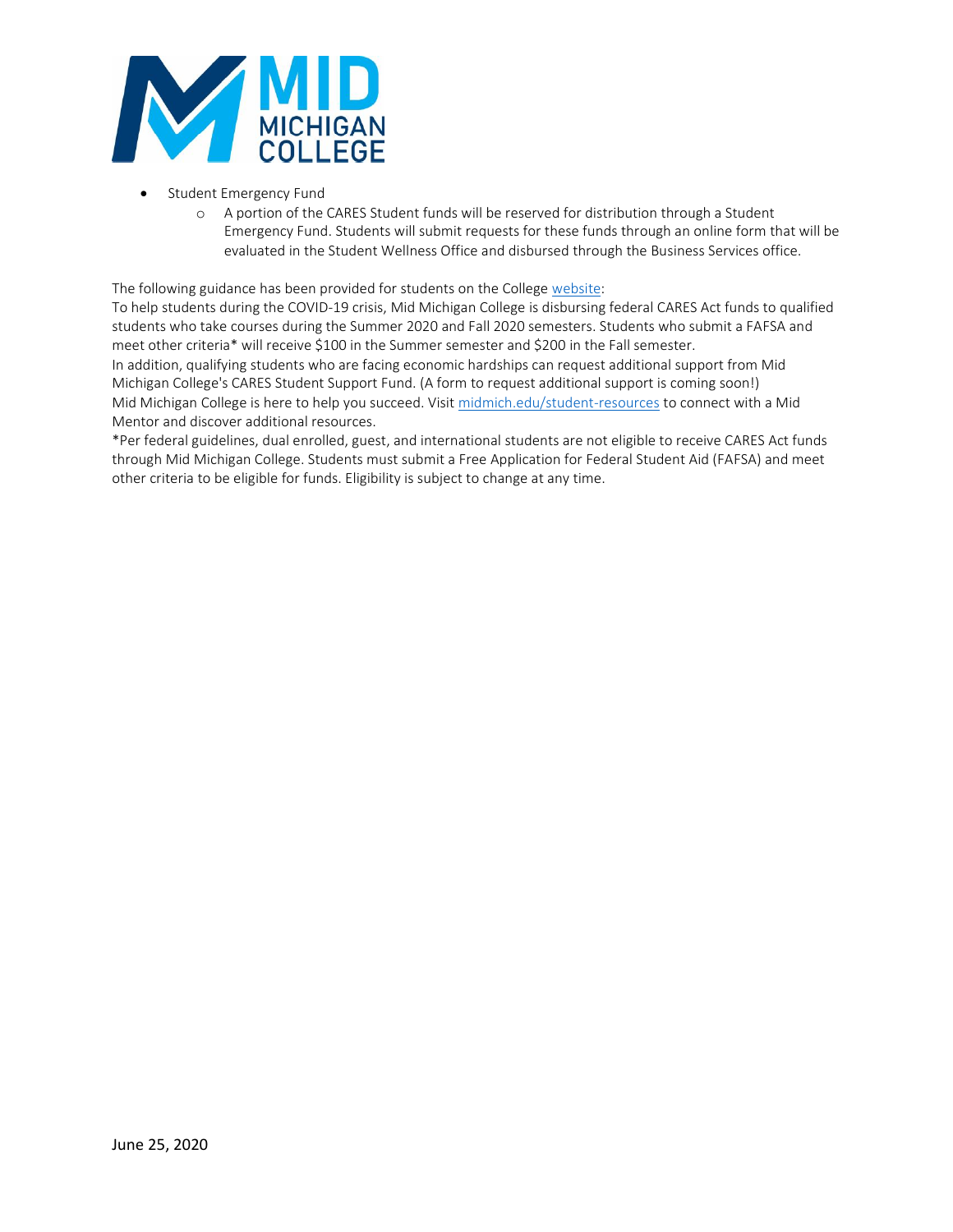- Student Emergency Fund
  - A portion of the CARES Student funds will be reserved for distribution through a Student Emergency Fund. Students will submit requests for these funds through an online form that will be evaluated in the Student Wellness Office and disbursed through the Business Services office.

The following guidance has been provided for students on the College [website](website):

To help students during the COVID-19 crisis, Mid Michigan College is disbursing federal CARES Act funds to qualified students who take courses during the Summer 2020 and Fall 2020 semesters. Students who submit a FAFSA and meet other criteria* will receive $100 in the Summer semester and $200 in the Fall semester.

In addition, qualifying students who are facing economic hardships can request additional support from Mid Michigan College's CARES Student Support Fund. (A form to request additional support is coming soon!)

Mid Michigan College is here to help you succeed. Visit [midmich.edu/student-resources](midmich.edu/student-resources) to connect with a Mid Mentor and discover additional resources.

*Per federal guidelines, dual enrolled, guest, and international students are not eligible to receive CARES Act funds through Mid Michigan College. Students must submit a Free Application for Federal Student Aid (FAFSA) and meet other criteria to be eligible for funds. Eligibility is subject to change at any time.

June 25, 2020